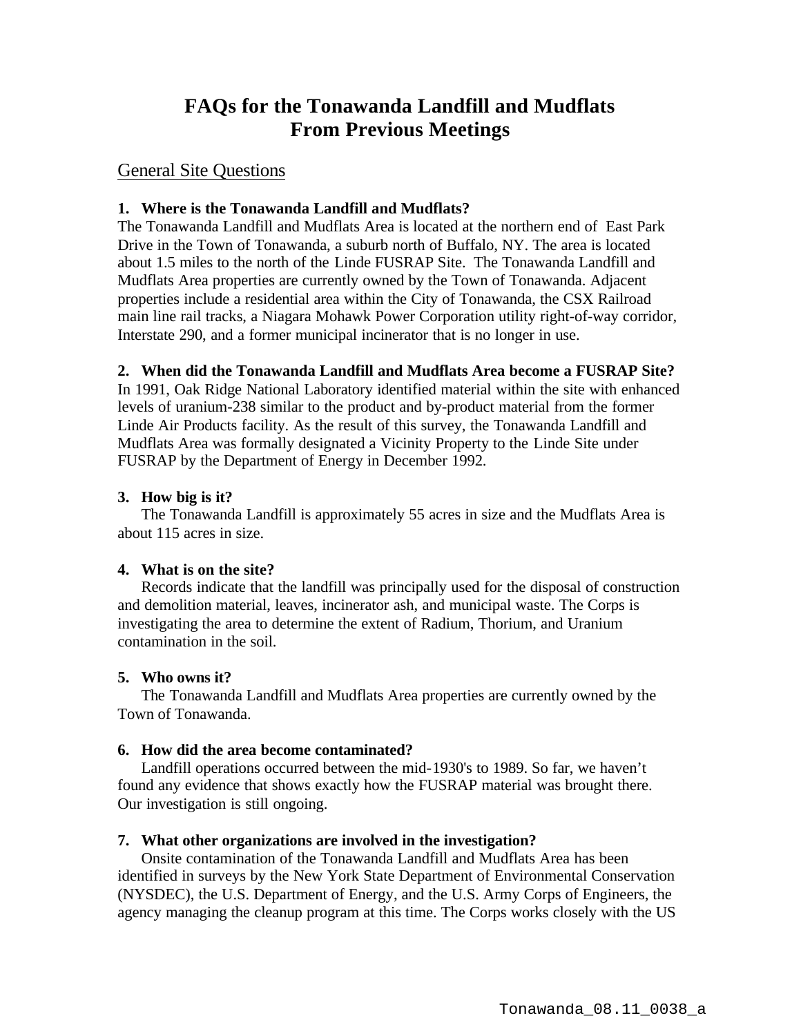# FAQs for the Tonawanda Landfill and Mudflats From Previous Meetings

## General Site Questions

**1. Where is the Tonawanda Landfill and Mudflats?**

The Tonawanda Landfill and Mudflats Area is located at the northern end of East Park Drive in the Town of Tonawanda, a suburb north of Buffalo, NY. The area is located about 1.5 miles to the north of the Linde FUSRAP Site. The Tonawanda Landfill and Mudflats Area properties are currently owned by the Town of Tonawanda. Adjacent properties include a residential area within the City of Tonawanda, the CSX Railroad main line rail tracks, a Niagara Mohawk Power Corporation utility right-of-way corridor, Interstate 290, and a former municipal incinerator that is no longer in use.

**2. When did the Tonawanda Landfill and Mudflats Area become a FUSRAP Site?**

In 1991, Oak Ridge National Laboratory identified material within the site with enhanced levels of uranium-238 similar to the product and by-product material from the former Linde Air Products facility. As the result of this survey, the Tonawanda Landfill and Mudflats Area was formally designated a Vicinity Property to the Linde Site under FUSRAP by the Department of Energy in December 1992.

**3. How big is it?**

The Tonawanda Landfill is approximately 55 acres in size and the Mudflats Area is about 115 acres in size.

**4. What is on the site?**

Records indicate that the landfill was principally used for the disposal of construction and demolition material, leaves, incinerator ash, and municipal waste. The Corps is investigating the area to determine the extent of Radium, Thorium, and Uranium contamination in the soil.

**5. Who owns it?**

The Tonawanda Landfill and Mudflats Area properties are currently owned by the Town of Tonawanda.

**6. How did the area become contaminated?**

Landfill operations occurred between the mid-1930's to 1989. So far, we haven't found any evidence that shows exactly how the FUSRAP material was brought there. Our investigation is still ongoing.

**7. What other organizations are involved in the investigation?**

Onsite contamination of the Tonawanda Landfill and Mudflats Area has been identified in surveys by the New York State Department of Environmental Conservation (NYSDEC), the U.S. Department of Energy, and the U.S. Army Corps of Engineers, the agency managing the cleanup program at this time. The Corps works closely with the US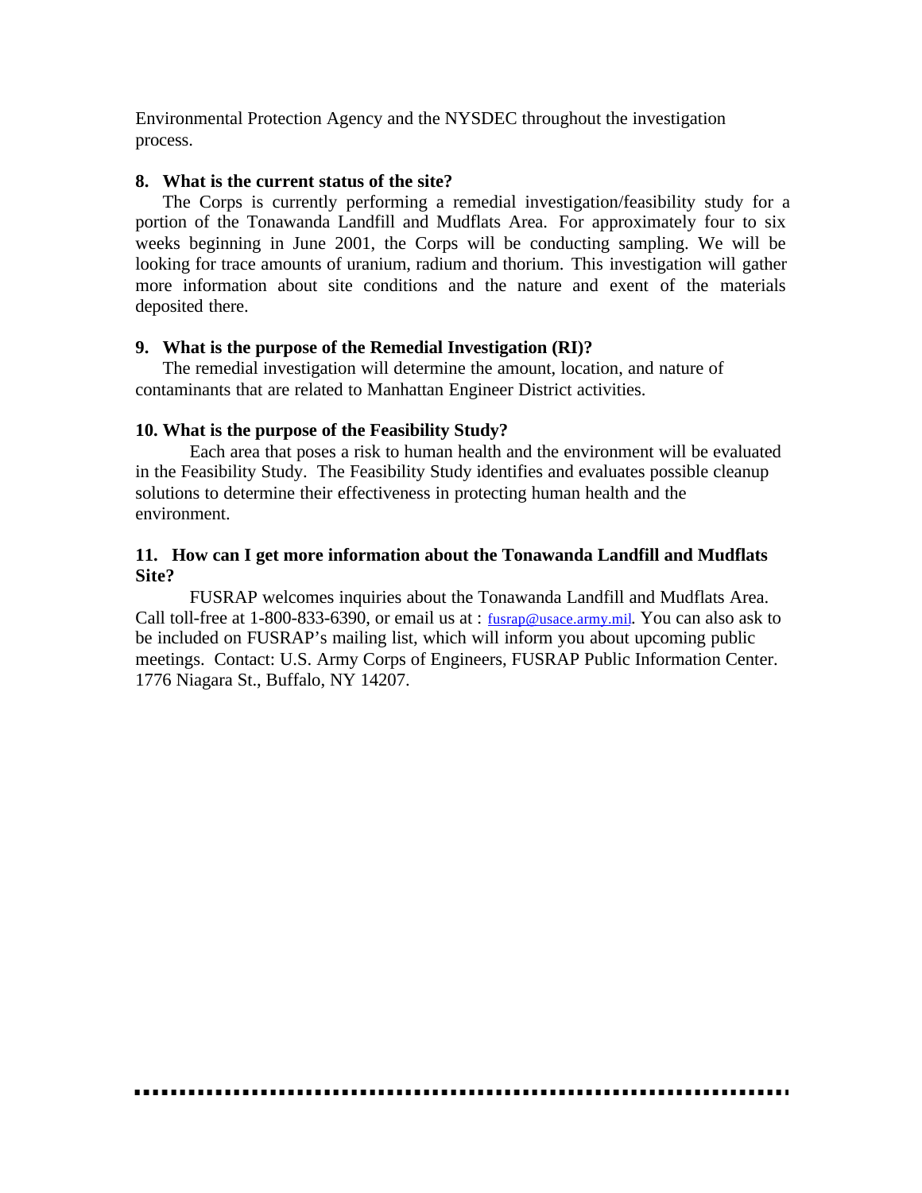Environmental Protection Agency and the NYSDEC throughout the investigation process.

**8. What is the current status of the site?**

The Corps is currently performing a remedial investigation/feasibility study for a portion of the Tonawanda Landfill and Mudflats Area. For approximately four to six weeks beginning in June 2001, the Corps will be conducting sampling. We will be looking for trace amounts of uranium, radium and thorium. This investigation will gather more information about site conditions and the nature and exent of the materials deposited there.

**9. What is the purpose of the Remedial Investigation (RI)?**

The remedial investigation will determine the amount, location, and nature of contaminants that are related to Manhattan Engineer District activities.

**10. What is the purpose of the Feasibility Study?**

Each area that poses a risk to human health and the environment will be evaluated in the Feasibility Study. The Feasibility Study identifies and evaluates possible cleanup solutions to determine their effectiveness in protecting human health and the environment.

**11. How can I get more information about the Tonawanda Landfill and Mudflats Site?**

FUSRAP welcomes inquiries about the Tonawanda Landfill and Mudflats Area. Call toll-free at 1-800-833-6390, or email us at : fusrap@usace.army.mil. You can also ask to be included on FUSRAP's mailing list, which will inform you about upcoming public meetings. Contact: U.S. Army Corps of Engineers, FUSRAP Public Information Center. 1776 Niagara St., Buffalo, NY 14207.